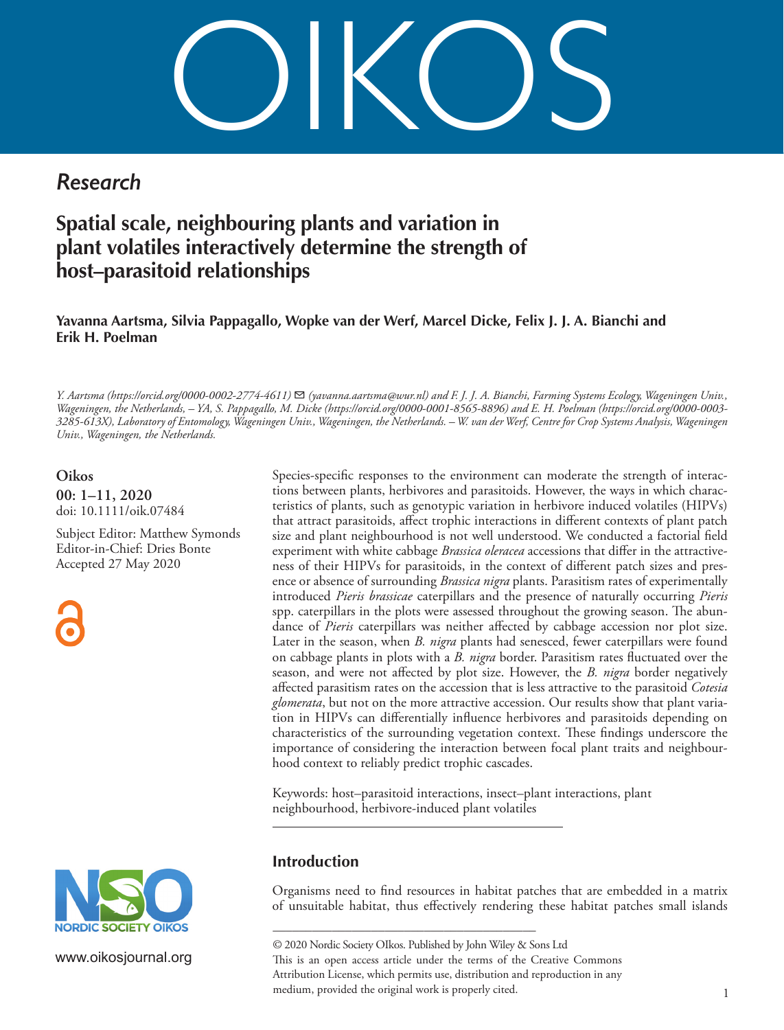# Research

## Spatial scale, neighbouring plants and variation in plant volatiles interactively determine the strength of host–parasitoid relationships

**Yavanna Aartsma, Silvia Pappagallo, Wopke van der Werf, Marcel Dicke, Felix J. J. A. Bianchi and Erik H. Poelman**

*Y. Aartsma (https://orcid.org/0000-0002-2774-4611) ✉ (yavanna.aartsma@wur.nl) and F. J. J. A. Bianchi, Farming Systems Ecology, Wageningen Univ., Wageningen, the Netherlands, – YA, S. Pappagallo, M. Dicke (https://orcid.org/0000-0001-8565-8896) and E. H. Poelman (https://orcid.org/0000-0003-3285-613X), Laboratory of Entomology, Wageningen Univ., Wageningen, the Netherlands. – W. van der Werf, Centre for Crop Systems Analysis, Wageningen Univ., Wageningen, the Netherlands.*

**Oikos**
**00: 1–11, 2020**
doi: 10.1111/oik.07484

Subject Editor: Matthew Symonds
Editor-in-Chief: Dries Bonte
Accepted 27 May 2020

Species-specific responses to the environment can moderate the strength of interactions between plants, herbivores and parasitoids. However, the ways in which characteristics of plants, such as genotypic variation in herbivore induced volatiles (HIPVs) that attract parasitoids, affect trophic interactions in different contexts of plant patch size and plant neighbourhood is not well understood. We conducted a factorial field experiment with white cabbage *Brassica oleracea* accessions that differ in the attractiveness of their HIPVs for parasitoids, in the context of different patch sizes and presence or absence of surrounding *Brassica nigra* plants. Parasitism rates of experimentally introduced *Pieris brassicae* caterpillars and the presence of naturally occurring *Pieris* spp. caterpillars in the plots were assessed throughout the growing season. The abundance of *Pieris* caterpillars was neither affected by cabbage accession nor plot size. Later in the season, when *B. nigra* plants had senesced, fewer caterpillars were found on cabbage plants in plots with a *B. nigra* border. Parasitism rates fluctuated over the season, and were not affected by plot size. However, the *B. nigra* border negatively affected parasitism rates on the accession that is less attractive to the parasitoid *Cotesia glomerata*, but not on the more attractive accession. Our results show that plant variation in HIPVs can differentially influence herbivores and parasitoids depending on characteristics of the surrounding vegetation context. These findings underscore the importance of considering the interaction between focal plant traits and neighbourhood context to reliably predict trophic cascades.

Keywords: host–parasitoid interactions, insect–plant interactions, plant neighbourhood, herbivore-induced plant volatiles

## Introduction

Organisms need to find resources in habitat patches that are embedded in a matrix of unsuitable habitat, thus effectively rendering these habitat patches small islands

© 2020 Nordic Society OIkos. Published by John Wiley & Sons Ltd
This is an open access article under the terms of the Creative Commons Attribution License, which permits use, distribution and reproduction in any medium, provided the original work is properly cited.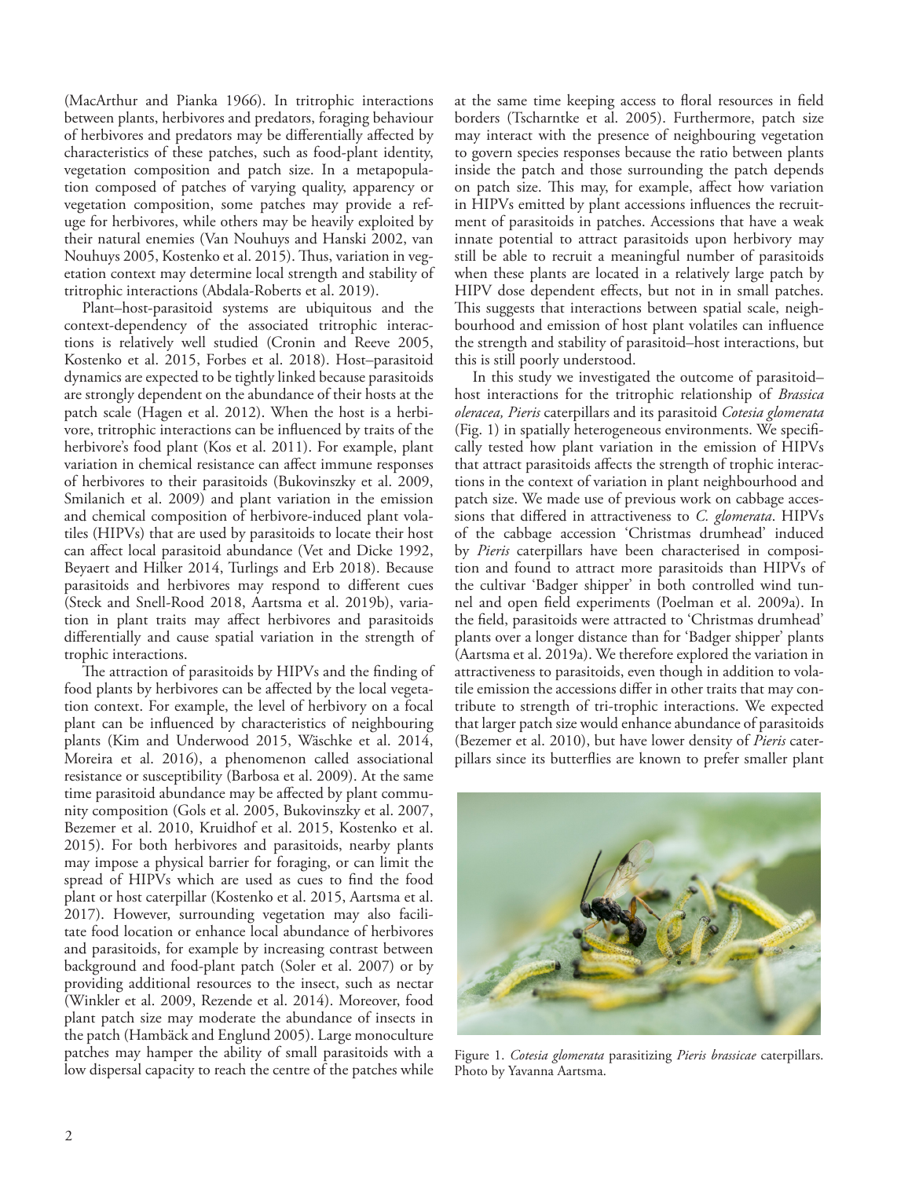(MacArthur and Pianka 1966). In tritrophic interactions between plants, herbivores and predators, foraging behaviour of herbivores and predators may be differentially affected by characteristics of these patches, such as food-plant identity, vegetation composition and patch size. In a metapopulation composed of patches of varying quality, apparency or vegetation composition, some patches may provide a refuge for herbivores, while others may be heavily exploited by their natural enemies (Van Nouhuys and Hanski 2002, van Nouhuys 2005, Kostenko et al. 2015). Thus, variation in vegetation context may determine local strength and stability of tritrophic interactions (Abdala-Roberts et al. 2019).

Plant–host-parasitoid systems are ubiquitous and the context-dependency of the associated tritrophic interactions is relatively well studied (Cronin and Reeve 2005, Kostenko et al. 2015, Forbes et al. 2018). Host–parasitoid dynamics are expected to be tightly linked because parasitoids are strongly dependent on the abundance of their hosts at the patch scale (Hagen et al. 2012). When the host is a herbivore, tritrophic interactions can be influenced by traits of the herbivore's food plant (Kos et al. 2011). For example, plant variation in chemical resistance can affect immune responses of herbivores to their parasitoids (Bukovinszky et al. 2009, Smilanich et al. 2009) and plant variation in the emission and chemical composition of herbivore-induced plant volatiles (HIPVs) that are used by parasitoids to locate their host can affect local parasitoid abundance (Vet and Dicke 1992, Beyaert and Hilker 2014, Turlings and Erb 2018). Because parasitoids and herbivores may respond to different cues (Steck and Snell-Rood 2018, Aartsma et al. 2019b), variation in plant traits may affect herbivores and parasitoids differentially and cause spatial variation in the strength of trophic interactions.

The attraction of parasitoids by HIPVs and the finding of food plants by herbivores can be affected by the local vegetation context. For example, the level of herbivory on a focal plant can be influenced by characteristics of neighbouring plants (Kim and Underwood 2015, Wäschke et al. 2014, Moreira et al. 2016), a phenomenon called associational resistance or susceptibility (Barbosa et al. 2009). At the same time parasitoid abundance may be affected by plant community composition (Gols et al. 2005, Bukovinszky et al. 2007, Bezemer et al. 2010, Kruidhof et al. 2015, Kostenko et al. 2015). For both herbivores and parasitoids, nearby plants may impose a physical barrier for foraging, or can limit the spread of HIPVs which are used as cues to find the food plant or host caterpillar (Kostenko et al. 2015, Aartsma et al. 2017). However, surrounding vegetation may also facilitate food location or enhance local abundance of herbivores and parasitoids, for example by increasing contrast between background and food-plant patch (Soler et al. 2007) or by providing additional resources to the insect, such as nectar (Winkler et al. 2009, Rezende et al. 2014). Moreover, food plant patch size may moderate the abundance of insects in the patch (Hambäck and Englund 2005). Large monoculture patches may hamper the ability of small parasitoids with a low dispersal capacity to reach the centre of the patches while at the same time keeping access to floral resources in field borders (Tscharntke et al. 2005). Furthermore, patch size may interact with the presence of neighbouring vegetation to govern species responses because the ratio between plants inside the patch and those surrounding the patch depends on patch size. This may, for example, affect how variation in HIPVs emitted by plant accessions influences the recruitment of parasitoids in patches. Accessions that have a weak innate potential to attract parasitoids upon herbivory may still be able to recruit a meaningful number of parasitoids when these plants are located in a relatively large patch by HIPV dose dependent effects, but not in in small patches. This suggests that interactions between spatial scale, neighbourhood and emission of host plant volatiles can influence the strength and stability of parasitoid–host interactions, but this is still poorly understood.

In this study we investigated the outcome of parasitoid–host interactions for the tritrophic relationship of *Brassica oleracea, Pieris* caterpillars and its parasitoid *Cotesia glomerata* (Fig. 1) in spatially heterogeneous environments. We specifically tested how plant variation in the emission of HIPVs that attract parasitoids affects the strength of trophic interactions in the context of variation in plant neighbourhood and patch size. We made use of previous work on cabbage accessions that differed in attractiveness to *C. glomerata*. HIPVs of the cabbage accession 'Christmas drumhead' induced by *Pieris* caterpillars have been characterised in composition and found to attract more parasitoids than HIPVs of the cultivar 'Badger shipper' in both controlled wind tunnel and open field experiments (Poelman et al. 2009a). In the field, parasitoids were attracted to 'Christmas drumhead' plants over a longer distance than for 'Badger shipper' plants (Aartsma et al. 2019a). We therefore explored the variation in attractiveness to parasitoids, even though in addition to volatile emission the accessions differ in other traits that may contribute to strength of tri-trophic interactions. We expected that larger patch size would enhance abundance of parasitoids (Bezemer et al. 2010), but have lower density of *Pieris* caterpillars since its butterflies are known to prefer smaller plant

Figure 1. *Cotesia glomerata* parasitizing *Pieris brassicae* caterpillars. Photo by Yavanna Aartsma.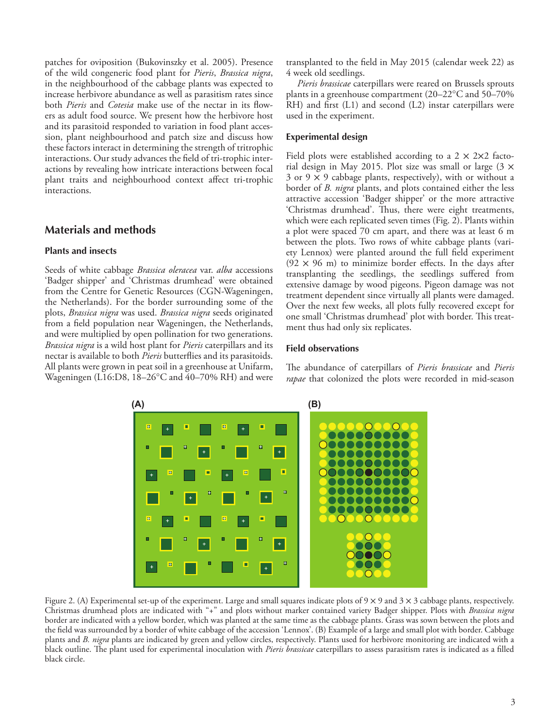patches for oviposition (Bukovinszky et al. 2005). Presence of the wild congeneric food plant for *Pieris*, *Brassica nigra*, in the neighbourhood of the cabbage plants was expected to increase herbivore abundance as well as parasitism rates since both *Pieris* and *Cotesia* make use of the nectar in its flowers as adult food source. We present how the herbivore host and its parasitoid responded to variation in food plant accession, plant neighbourhood and patch size and discuss how these factors interact in determining the strength of tritrophic interactions. Our study advances the field of tri-trophic interactions by revealing how intricate interactions between focal plant traits and neighbourhood context affect tri-trophic interactions.

## Materials and methods

### Plants and insects

Seeds of white cabbage *Brassica oleracea* var. *alba* accessions 'Badger shipper' and 'Christmas drumhead' were obtained from the Centre for Genetic Resources (CGN-Wageningen, the Netherlands). For the border surrounding some of the plots, *Brassica nigra* was used. *Brassica nigra* seeds originated from a field population near Wageningen, the Netherlands, and were multiplied by open pollination for two generations. *Brassica nigra* is a wild host plant for *Pieris* caterpillars and its nectar is available to both *Pieris* butterflies and its parasitoids. All plants were grown in peat soil in a greenhouse at Unifarm, Wageningen (L16:D8, 18–26°C and 40–70% RH) and were transplanted to the field in May 2015 (calendar week 22) as 4 week old seedlings.

*Pieris brassicae* caterpillars were reared on Brussels sprouts plants in a greenhouse compartment (20–22°C and 50–70% RH) and first (L1) and second (L2) instar caterpillars were used in the experiment.

### Experimental design

Field plots were established according to a 2 × 2×2 factorial design in May 2015. Plot size was small or large (3 × 3 or 9 × 9 cabbage plants, respectively), with or without a border of *B. nigra* plants, and plots contained either the less attractive accession 'Badger shipper' or the more attractive 'Christmas drumhead'. Thus, there were eight treatments, which were each replicated seven times (Fig. 2). Plants within a plot were spaced 70 cm apart, and there was at least 6 m between the plots. Two rows of white cabbage plants (variety Lennox) were planted around the full field experiment (92 × 96 m) to minimize border effects. In the days after transplanting the seedlings, the seedlings suffered from extensive damage by wood pigeons. Pigeon damage was not treatment dependent since virtually all plants were damaged. Over the next few weeks, all plots fully recovered except for one small 'Christmas drumhead' plot with border. This treatment thus had only six replicates.

### Field observations

The abundance of caterpillars of *Pieris brassicae* and *Pieris rapae* that colonized the plots were recorded in mid-season

Figure 2. (A) Experimental set-up of the experiment. Large and small squares indicate plots of 9 × 9 and 3 × 3 cabbage plants, respectively. Christmas drumhead plots are indicated with "+" and plots without marker contained variety Badger shipper. Plots with *Brassica nigra* border are indicated with a yellow border, which was planted at the same time as the cabbage plants. Grass was sown between the plots and the field was surrounded by a border of white cabbage of the accession 'Lennox'. (B) Example of a large and small plot with border. Cabbage plants and *B. nigra* plants are indicated by green and yellow circles, respectively. Plants used for herbivore monitoring are indicated with a black outline. The plant used for experimental inoculation with *Pieris brassicae* caterpillars to assess parasitism rates is indicated as a filled black circle.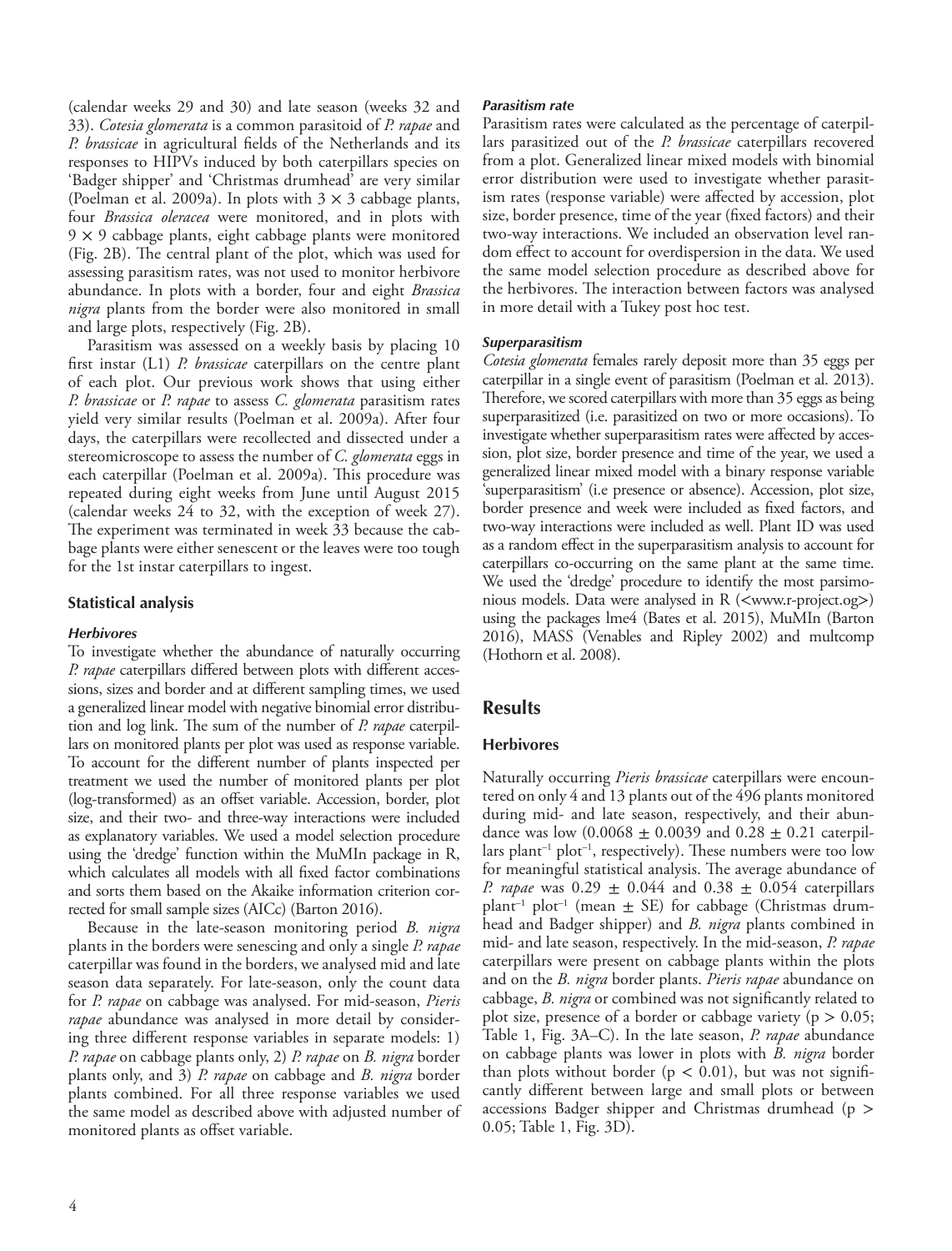(calendar weeks 29 and 30) and late season (weeks 32 and 33). *Cotesia glomerata* is a common parasitoid of *P. rapae* and *P. brassicae* in agricultural fields of the Netherlands and its responses to HIPVs induced by both caterpillars species on 'Badger shipper' and 'Christmas drumhead' are very similar (Poelman et al. 2009a). In plots with $3 \times 3$ cabbage plants, four *Brassica oleracea* were monitored, and in plots with $9 \times 9$ cabbage plants, eight cabbage plants were monitored (Fig. 2B). The central plant of the plot, which was used for assessing parasitism rates, was not used to monitor herbivore abundance. In plots with a border, four and eight *Brassica nigra* plants from the border were also monitored in small and large plots, respectively (Fig. 2B).

Parasitism was assessed on a weekly basis by placing 10 first instar (L1) *P. brassicae* caterpillars on the centre plant of each plot. Our previous work shows that using either *P. brassicae* or *P. rapae* to assess *C. glomerata* parasitism rates yield very similar results (Poelman et al. 2009a). After four days, the caterpillars were recollected and dissected under a stereomicroscope to assess the number of *C. glomerata* eggs in each caterpillar (Poelman et al. 2009a). This procedure was repeated during eight weeks from June until August 2015 (calendar weeks 24 to 32, with the exception of week 27). The experiment was terminated in week 33 because the cabbage plants were either senescent or the leaves were too tough for the 1st instar caterpillars to ingest.

### Statistical analysis

#### *Herbivores*

To investigate whether the abundance of naturally occurring *P. rapae* caterpillars differed between plots with different accessions, sizes and border and at different sampling times, we used a generalized linear model with negative binomial error distribution and log link. The sum of the number of *P. rapae* caterpillars on monitored plants per plot was used as response variable. To account for the different number of plants inspected per treatment we used the number of monitored plants per plot (log-transformed) as an offset variable. Accession, border, plot size, and their two- and three-way interactions were included as explanatory variables. We used a model selection procedure using the 'dredge' function within the MuMIn package in R, which calculates all models with all fixed factor combinations and sorts them based on the Akaike information criterion corrected for small sample sizes (AICc) (Barton 2016).

Because in the late-season monitoring period *B. nigra* plants in the borders were senescing and only a single *P. rapae* caterpillar was found in the borders, we analysed mid and late season data separately. For late-season, only the count data for *P. rapae* on cabbage was analysed. For mid-season, *Pieris rapae* abundance was analysed in more detail by considering three different response variables in separate models: 1) *P. rapae* on cabbage plants only, 2) *P. rapae* on *B. nigra* border plants only, and 3) *P. rapae* on cabbage and *B. nigra* border plants combined. For all three response variables we used the same model as described above with adjusted number of monitored plants as offset variable.

#### *Parasitism rate*

Parasitism rates were calculated as the percentage of caterpillars parasitized out of the *P. brassicae* caterpillars recovered from a plot. Generalized linear mixed models with binomial error distribution were used to investigate whether parasitism rates (response variable) were affected by accession, plot size, border presence, time of the year (fixed factors) and their two-way interactions. We included an observation level random effect to account for overdispersion in the data. We used the same model selection procedure as described above for the herbivores. The interaction between factors was analysed in more detail with a Tukey post hoc test.

#### *Superparasitism*

*Cotesia glomerata* females rarely deposit more than 35 eggs per caterpillar in a single event of parasitism (Poelman et al. 2013). Therefore, we scored caterpillars with more than 35 eggs as being superparasitized (i.e. parasitized on two or more occasions). To investigate whether superparasitism rates were affected by accession, plot size, border presence and time of the year, we used a generalized linear mixed model with a binary response variable 'superparasitism' (i.e presence or absence). Accession, plot size, border presence and week were included as fixed factors, and two-way interactions were included as well. Plant ID was used as a random effect in the superparasitism analysis to account for caterpillars co-occurring on the same plant at the same time. We used the 'dredge' procedure to identify the most parsimonious models. Data were analysed in R (<www.r-project.og>) using the packages lme4 (Bates et al. 2015), MuMIn (Barton 2016), MASS (Venables and Ripley 2002) and multcomp (Hothorn et al. 2008).

## Results

### Herbivores

Naturally occurring *Pieris brassicae* caterpillars were encountered on only 4 and 13 plants out of the 496 plants monitored during mid- and late season, respectively, and their abundance was low ($0.0068 \pm 0.0039$ and $0.28 \pm 0.21$ caterpillars plant$^{-1}$ plot$^{-1}$, respectively). These numbers were too low for meaningful statistical analysis. The average abundance of *P. rapae* was $0.29 \pm 0.044$ and $0.38 \pm 0.054$ caterpillars plant$^{-1}$ plot$^{-1}$ (mean $\pm$ SE) for cabbage (Christmas drumhead and Badger shipper) and *B. nigra* plants combined in mid- and late season, respectively. In the mid-season, *P. rapae* caterpillars were present on cabbage plants within the plots and on the *B. nigra* border plants. *Pieris rapae* abundance on cabbage, *B. nigra* or combined was not significantly related to plot size, presence of a border or cabbage variety ($p > 0.05$; Table 1, Fig. 3A–C). In the late season, *P. rapae* abundance on cabbage plants was lower in plots with *B. nigra* border than plots without border ($p < 0.01$), but was not significantly different between large and small plots or between accessions Badger shipper and Christmas drumhead ($p > 0.05$; Table 1, Fig. 3D).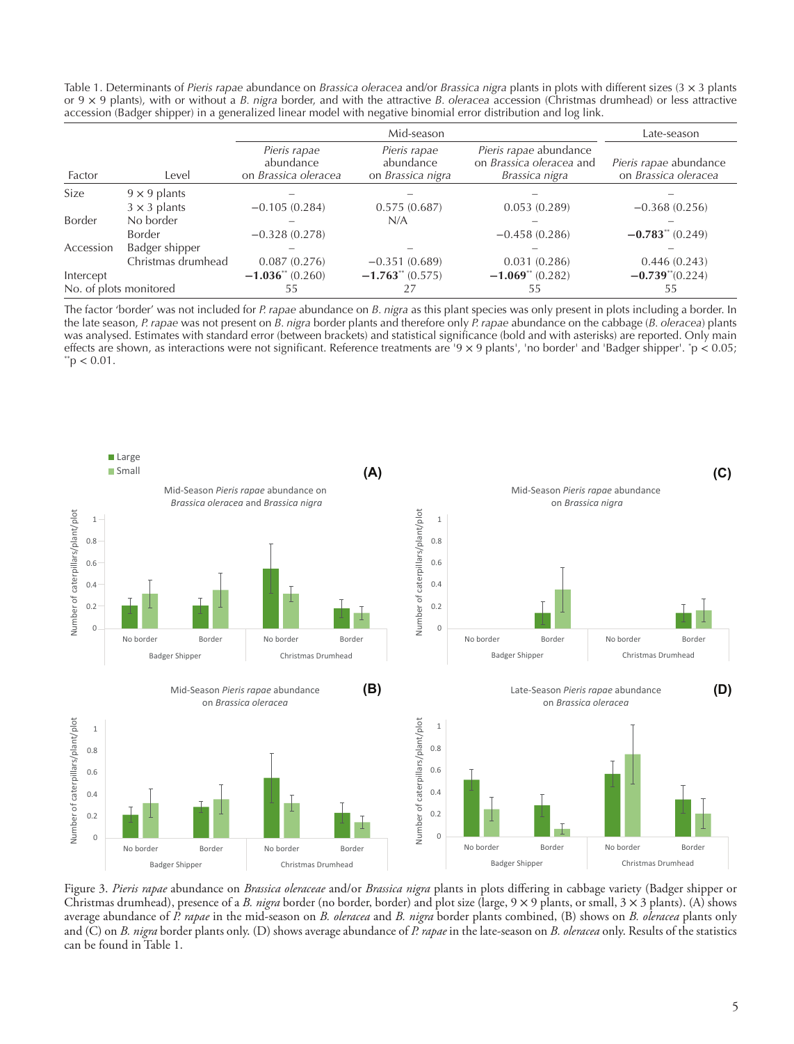Table 1. Determinants of *Pieris rapae* abundance on *Brassica oleracea* and/or *Brassica nigra* plants in plots with different sizes (3 × 3 plants or 9 × 9 plants), with or without a *B. nigra* border, and with the attractive *B. oleracea* accession (Christmas drumhead) or less attractive accession (Badger shipper) in a generalized linear model with negative binomial error distribution and log link.

| Factor | Level | Mid-season | | | Late-season |
|---|---|---|---|---|---|
| | | *Pieris rapae* abundance on *Brassica oleracea* | *Pieris rapae* abundance on *Brassica nigra* | *Pieris rapae* abundance on *Brassica oleracea* and *Brassica nigra* | *Pieris rapae* abundance on *Brassica oleracea* |
| Size | 9 × 9 plants | – | – | – | – |
| | 3 × 3 plants | −0.105 (0.284) | 0.575 (0.687) | 0.053 (0.289) | −0.368 (0.256) |
| Border | No border | – | N/A | – | – |
| | Border | −0.328 (0.278) | | −0.458 (0.286) | **−0.783**** (0.249) |
| Accession | Badger shipper | – | – | – | – |
| | Christmas drumhead | 0.087 (0.276) | −0.351 (0.689) | 0.031 (0.286) | 0.446 (0.243) |
| Intercept | | **−1.036**** (0.260) | **−1.763**** (0.575) | **−1.069**** (0.282) | **−0.739****(0.224) |
| No. of plots monitored | | 55 | 27 | 55 | 55 |

The factor 'border' was not included for *P. rapae* abundance on *B. nigra* as this plant species was only present in plots including a border. In the late season, *P. rapae* was not present on *B. nigra* border plants and therefore only *P. rapae* abundance on the cabbage (*B. oleracea*) plants was analysed. Estimates with standard error (between brackets) and statistical significance (bold and with asterisks) are reported. Only main effects are shown, as interactions were not significant. Reference treatments are '9 × 9 plants', 'no border' and 'Badger shipper'. *$p < 0.05$; **$p < 0.01$.

Figure 3. *Pieris rapae* abundance on *Brassica oleraceae* and/or *Brassica nigra* plants in plots differing in cabbage variety (Badger shipper or Christmas drumhead), presence of a *B. nigra* border (no border, border) and plot size (large, 9 × 9 plants, or small, 3 × 3 plants). (A) shows average abundance of *P. rapae* in the mid-season on *B. oleracea* and *B. nigra* border plants combined, (B) shows on *B. oleracea* plants only and (C) on *B. nigra* border plants only. (D) shows average abundance of *P. rapae* in the late-season on *B. oleracea* only. Results of the statistics can be found in Table 1.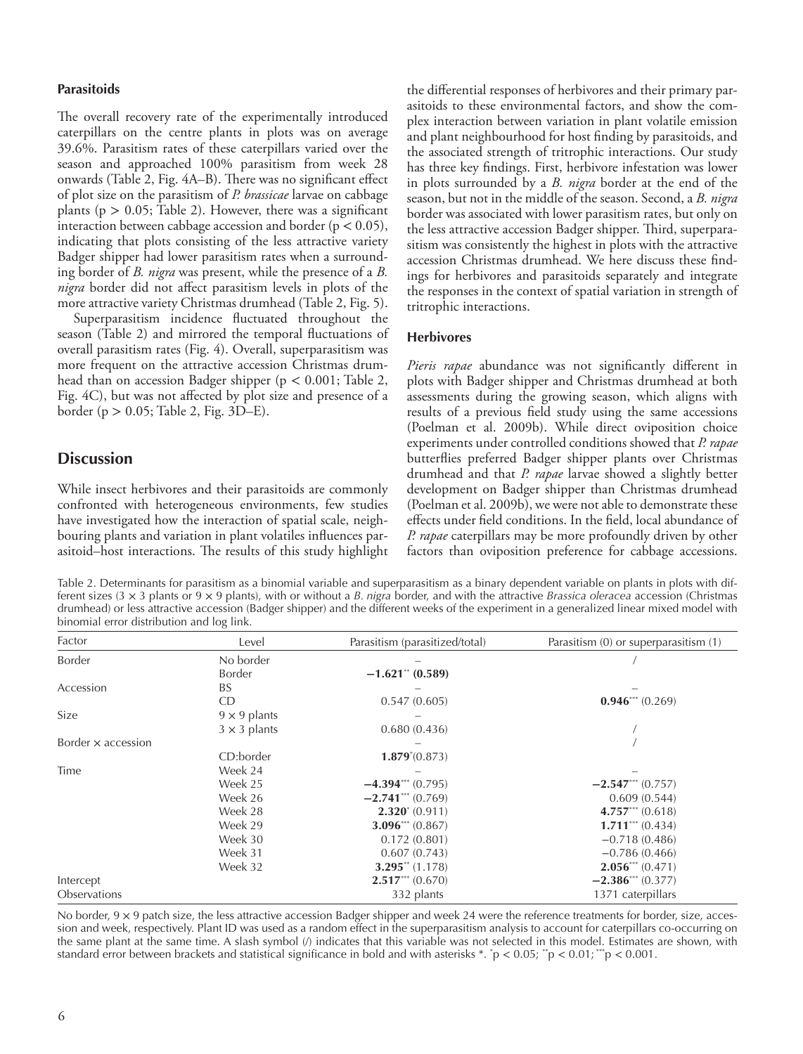### Parasitoids

The overall recovery rate of the experimentally introduced caterpillars on the centre plants in plots was on average 39.6%. Parasitism rates of these caterpillars varied over the season and approached 100% parasitism from week 28 onwards (Table 2, Fig. 4A–B). There was no significant effect of plot size on the parasitism of *P. brassicae* larvae on cabbage plants ($p > 0.05$; Table 2). However, there was a significant interaction between cabbage accession and border ($p < 0.05$), indicating that plots consisting of the less attractive variety Badger shipper had lower parasitism rates when a surrounding border of *B. nigra* was present, while the presence of a *B. nigra* border did not affect parasitism levels in plots of the more attractive variety Christmas drumhead (Table 2, Fig. 5).

Superparasitism incidence fluctuated throughout the season (Table 2) and mirrored the temporal fluctuations of overall parasitism rates (Fig. 4). Overall, superparasitism was more frequent on the attractive accession Christmas drumhead than on accession Badger shipper ($p < 0.001$; Table 2, Fig. 4C), but was not affected by plot size and presence of a border ($p > 0.05$; Table 2, Fig. 3D–E).

## Discussion

While insect herbivores and their parasitoids are commonly confronted with heterogeneous environments, few studies have investigated how the interaction of spatial scale, neighbouring plants and variation in plant volatiles influences parasitoid–host interactions. The results of this study highlight the differential responses of herbivores and their primary parasitoids to these environmental factors, and show the complex interaction between variation in plant volatile emission and plant neighbourhood for host finding by parasitoids, and the associated strength of tritrophic interactions. Our study has three key findings. First, herbivore infestation was lower in plots surrounded by a *B. nigra* border at the end of the season, but not in the middle of the season. Second, a *B. nigra* border was associated with lower parasitism rates, but only on the less attractive accession Badger shipper. Third, superparasitism was consistently the highest in plots with the attractive accession Christmas drumhead. We here discuss these findings for herbivores and parasitoids separately and integrate the responses in the context of spatial variation in strength of tritrophic interactions.

### Herbivores

*Pieris rapae* abundance was not significantly different in plots with Badger shipper and Christmas drumhead at both assessments during the growing season, which aligns with results of a previous field study using the same accessions (Poelman et al. 2009b). While direct oviposition choice experiments under controlled conditions showed that *P. rapae* butterflies preferred Badger shipper plants over Christmas drumhead and that *P. rapae* larvae showed a slightly better development on Badger shipper than Christmas drumhead (Poelman et al. 2009b), we were not able to demonstrate these effects under field conditions. In the field, local abundance of *P. rapae* caterpillars may be more profoundly driven by other factors than oviposition preference for cabbage accessions.

Table 2. Determinants for parasitism as a binomial variable and superparasitism as a binary dependent variable on plants in plots with different sizes (3 × 3 plants or 9 × 9 plants), with or without a *B. nigra* border, and with the attractive *Brassica oleracea* accession (Christmas drumhead) or less attractive accession (Badger shipper) and the different weeks of the experiment in a generalized linear mixed model with binomial error distribution and log link.

| Factor | Level | Parasitism (parasitized/total) | Parasitism (0) or superparasitism (1) |
|---|---|---|---|
| Border | No border | – | / |
| | Border | **−1.621**** **(0.589)** | |
| Accession | BS | – | – |
| | CD | 0.547 (0.605) | **0.946***** (0.269) |
| Size | 9 × 9 plants | – | |
| | 3 × 3 plants | 0.680 (0.436) | / |
| Border × accession | | – | / |
| | CD:border | **1.879*** (0.873) | |
| Time | Week 24 | – | – |
| | Week 25 | **−4.394***** (0.795) | **−2.547***** (0.757) |
| | Week 26 | **−2.741***** (0.769) | 0.609 (0.544) |
| | Week 28 | **2.320*** (0.911) | **4.757***** (0.618) |
| | Week 29 | **3.096***** (0.867) | **1.711***** (0.434) |
| | Week 30 | 0.172 (0.801) | −0.718 (0.486) |
| | Week 31 | 0.607 (0.743) | −0.786 (0.466) |
| | Week 32 | **3.295**** (1.178) | **2.056***** (0.471) |
| Intercept | | **2.517***** (0.670) | **−2.386***** (0.377) |
| Observations | | 332 plants | 1371 caterpillars |

No border, 9 × 9 patch size, the less attractive accession Badger shipper and week 24 were the reference treatments for border, size, accession and week, respectively. Plant ID was used as a random effect in the superparasitism analysis to account for caterpillars co-occurring on the same plant at the same time. A slash symbol (/) indicates that this variable was not selected in this model. Estimates are shown, with standard error between brackets and statistical significance in bold and with asterisks *. *$p < 0.05$; **$p < 0.01$; ***$p < 0.001$.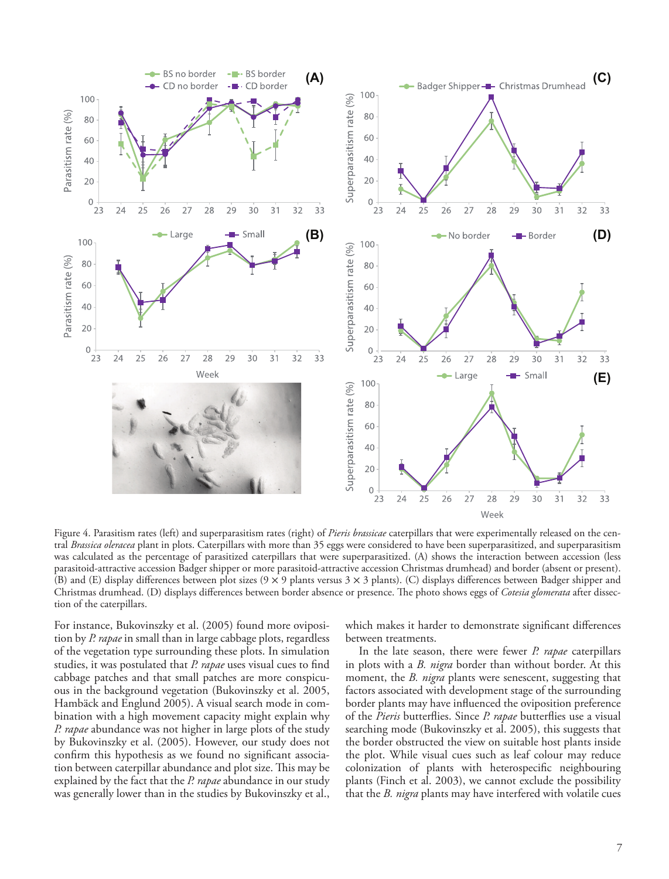Figure 4. Parasitism rates (left) and superparasitism rates (right) of *Pieris brassicae* caterpillars that were experimentally released on the central *Brassica oleracea* plant in plots. Caterpillars with more than 35 eggs were considered to have been superparasitized, and superparasitism was calculated as the percentage of parasitized caterpillars that were superparasitized. (A) shows the interaction between accession (less parasitoid-attractive accession Badger shipper or more parasitoid-attractive accession Christmas drumhead) and border (absent or present). (B) and (E) display differences between plot sizes (9 × 9 plants versus 3 × 3 plants). (C) displays differences between Badger shipper and Christmas drumhead. (D) displays differences between border absence or presence. The photo shows eggs of *Cotesia glomerata* after dissection of the caterpillars.

For instance, Bukovinszky et al. (2005) found more oviposition by *P. rapae* in small than in large cabbage plots, regardless of the vegetation type surrounding these plots. In simulation studies, it was postulated that *P. rapae* uses visual cues to find cabbage patches and that small patches are more conspicuous in the background vegetation (Bukovinszky et al. 2005, Hambäck and Englund 2005). A visual search mode in combination with a high movement capacity might explain why *P. rapae* abundance was not higher in large plots of the study by Bukovinszky et al. (2005). However, our study does not confirm this hypothesis as we found no significant association between caterpillar abundance and plot size. This may be explained by the fact that the *P. rapae* abundance in our study was generally lower than in the studies by Bukovinszky et al., which makes it harder to demonstrate significant differences between treatments.

In the late season, there were fewer *P. rapae* caterpillars in plots with a *B. nigra* border than without border. At this moment, the *B. nigra* plants were senescent, suggesting that factors associated with development stage of the surrounding border plants may have influenced the oviposition preference of the *Pieris* butterflies. Since *P. rapae* butterflies use a visual searching mode (Bukovinszky et al. 2005), this suggests that the border obstructed the view on suitable host plants inside the plot. While visual cues such as leaf colour may reduce colonization of plants with heterospecific neighbouring plants (Finch et al. 2003), we cannot exclude the possibility that the *B. nigra* plants may have interfered with volatile cues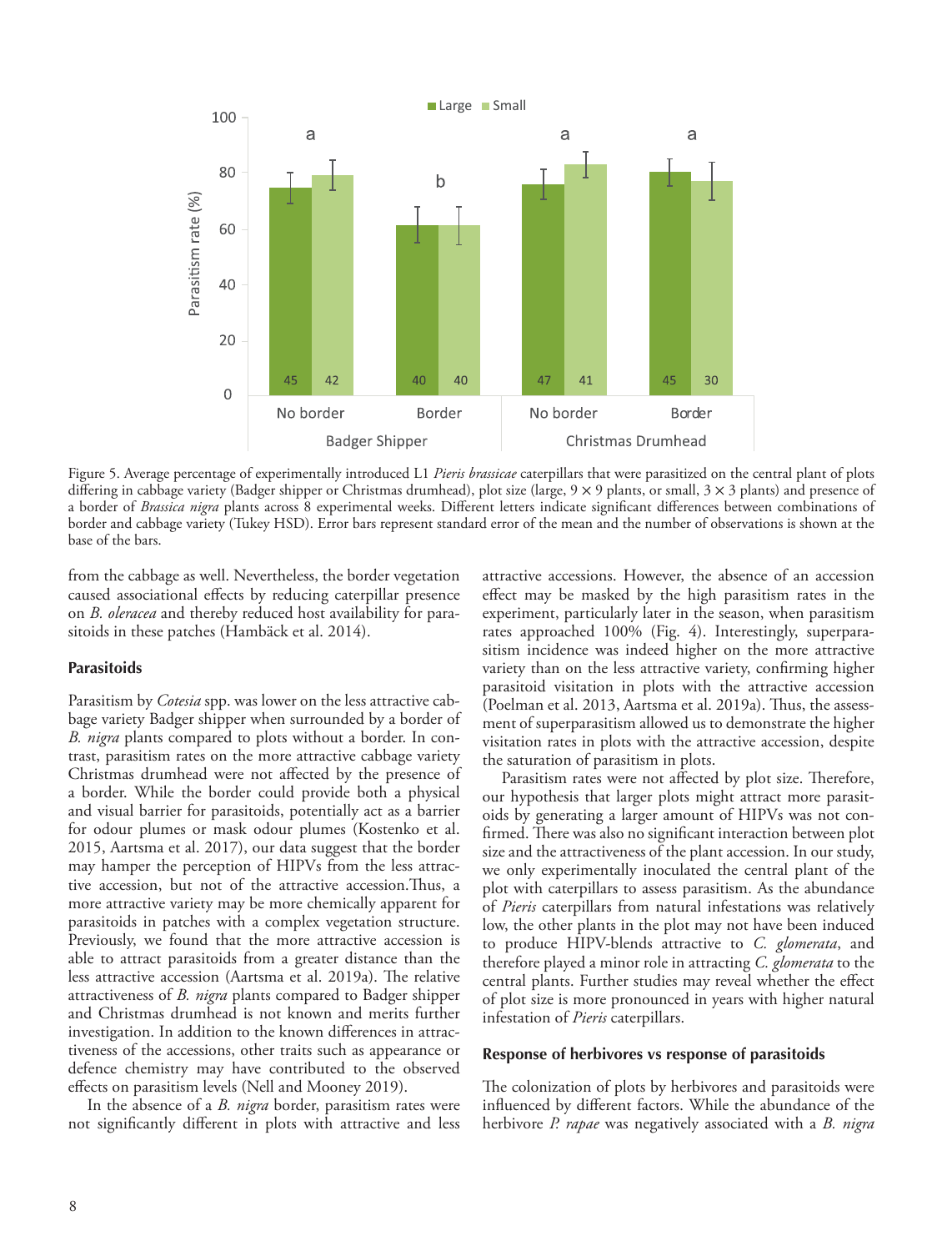Figure 5. Average percentage of experimentally introduced L1 *Pieris brassicae* caterpillars that were parasitized on the central plant of plots differing in cabbage variety (Badger shipper or Christmas drumhead), plot size (large, 9 × 9 plants, or small, 3 × 3 plants) and presence of a border of *Brassica nigra* plants across 8 experimental weeks. Different letters indicate significant differences between combinations of border and cabbage variety (Tukey HSD). Error bars represent standard error of the mean and the number of observations is shown at the base of the bars.

from the cabbage as well. Nevertheless, the border vegetation caused associational effects by reducing caterpillar presence on *B. oleracea* and thereby reduced host availability for parasitoids in these patches (Hambäck et al. 2014).

### Parasitoids

Parasitism by *Cotesia* spp. was lower on the less attractive cabbage variety Badger shipper when surrounded by a border of *B. nigra* plants compared to plots without a border. In contrast, parasitism rates on the more attractive cabbage variety Christmas drumhead were not affected by the presence of a border. While the border could provide both a physical and visual barrier for parasitoids, potentially act as a barrier for odour plumes or mask odour plumes (Kostenko et al. 2015, Aartsma et al. 2017), our data suggest that the border may hamper the perception of HIPVs from the less attractive accession, but not of the attractive accession.Thus, a more attractive variety may be more chemically apparent for parasitoids in patches with a complex vegetation structure. Previously, we found that the more attractive accession is able to attract parasitoids from a greater distance than the less attractive accession (Aartsma et al. 2019a). The relative attractiveness of *B. nigra* plants compared to Badger shipper and Christmas drumhead is not known and merits further investigation. In addition to the known differences in attractiveness of the accessions, other traits such as appearance or defence chemistry may have contributed to the observed effects on parasitism levels (Nell and Mooney 2019).

In the absence of a *B. nigra* border, parasitism rates were not significantly different in plots with attractive and less attractive accessions. However, the absence of an accession effect may be masked by the high parasitism rates in the experiment, particularly later in the season, when parasitism rates approached 100% (Fig. 4). Interestingly, superparasitism incidence was indeed higher on the more attractive variety than on the less attractive variety, confirming higher parasitoid visitation in plots with the attractive accession (Poelman et al. 2013, Aartsma et al. 2019a). Thus, the assessment of superparasitism allowed us to demonstrate the higher visitation rates in plots with the attractive accession, despite the saturation of parasitism in plots.

Parasitism rates were not affected by plot size. Therefore, our hypothesis that larger plots might attract more parasitoids by generating a larger amount of HIPVs was not confirmed. There was also no significant interaction between plot size and the attractiveness of the plant accession. In our study, we only experimentally inoculated the central plant of the plot with caterpillars to assess parasitism. As the abundance of *Pieris* caterpillars from natural infestations was relatively low, the other plants in the plot may not have been induced to produce HIPV-blends attractive to *C. glomerata*, and therefore played a minor role in attracting *C. glomerata* to the central plants. Further studies may reveal whether the effect of plot size is more pronounced in years with higher natural infestation of *Pieris* caterpillars.

### Response of herbivores vs response of parasitoids

The colonization of plots by herbivores and parasitoids were influenced by different factors. While the abundance of the herbivore *P. rapae* was negatively associated with a *B. nigra*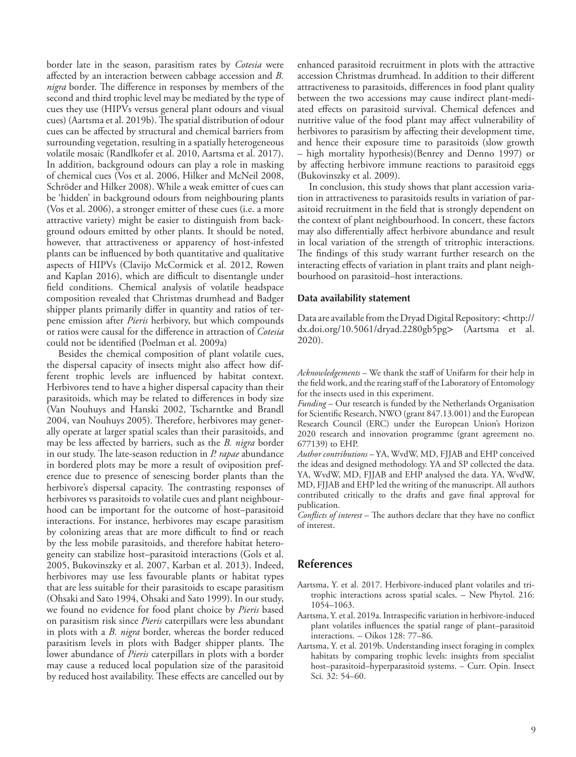border late in the season, parasitism rates by *Cotesia* were affected by an interaction between cabbage accession and *B. nigra* border. The difference in responses by members of the second and third trophic level may be mediated by the type of cues they use (HIPVs versus general plant odours and visual cues) (Aartsma et al. 2019b). The spatial distribution of odour cues can be affected by structural and chemical barriers from surrounding vegetation, resulting in a spatially heterogeneous volatile mosaic (Randlkofer et al. 2010, Aartsma et al. 2017). In addition, background odours can play a role in masking of chemical cues (Vos et al. 2006, Hilker and McNeil 2008, Schröder and Hilker 2008). While a weak emitter of cues can be 'hidden' in background odours from neighbouring plants (Vos et al. 2006), a stronger emitter of these cues (i.e. a more attractive variety) might be easier to distinguish from background odours emitted by other plants. It should be noted, however, that attractiveness or apparency of host-infested plants can be influenced by both quantitative and qualitative aspects of HIPVs (Clavijo McCormick et al. 2012, Rowen and Kaplan 2016), which are difficult to disentangle under field conditions. Chemical analysis of volatile headspace composition revealed that Christmas drumhead and Badger shipper plants primarily differ in quantity and ratios of terpene emission after *Pieris* herbivory, but which compounds or ratios were causal for the difference in attraction of *Cotesia* could not be identified (Poelman et al. 2009a)

Besides the chemical composition of plant volatile cues, the dispersal capacity of insects might also affect how different trophic levels are influenced by habitat context. Herbivores tend to have a higher dispersal capacity than their parasitoids, which may be related to differences in body size (Van Nouhuys and Hanski 2002, Tscharntke and Brandl 2004, van Nouhuys 2005). Therefore, herbivores may generally operate at larger spatial scales than their parasitoids, and may be less affected by barriers, such as the *B. nigra* border in our study. The late-season reduction in *P. rapae* abundance in bordered plots may be more a result of oviposition preference due to presence of senescing border plants than the herbivore's dispersal capacity. The contrasting responses of herbivores vs parasitoids to volatile cues and plant neighbourhood can be important for the outcome of host–parasitoid interactions. For instance, herbivores may escape parasitism by colonizing areas that are more difficult to find or reach by the less mobile parasitoids, and therefore habitat heterogeneity can stabilize host–parasitoid interactions (Gols et al. 2005, Bukovinszky et al. 2007, Karban et al. 2013). Indeed, herbivores may use less favourable plants or habitat types that are less suitable for their parasitoids to escape parasitism (Ohsaki and Sato 1994, Ohsaki and Sato 1999). In our study, we found no evidence for food plant choice by *Pieris* based on parasitism risk since *Pieris* caterpillars were less abundant in plots with a *B. nigra* border, whereas the border reduced parasitism levels in plots with Badger shipper plants. The lower abundance of *Pieris* caterpillars in plots with a border may cause a reduced local population size of the parasitoid by reduced host availability. These effects are cancelled out by enhanced parasitoid recruitment in plots with the attractive accession Christmas drumhead. In addition to their different attractiveness to parasitoids, differences in food plant quality between the two accessions may cause indirect plant-mediated effects on parasitoid survival. Chemical defences and nutritive value of the food plant may affect vulnerability of herbivores to parasitism by affecting their development time, and hence their exposure time to parasitoids (slow growth – high mortality hypothesis)(Benrey and Denno 1997) or by affecting herbivore immune reactions to parasitoid eggs (Bukovinszky et al. 2009).

In conclusion, this study shows that plant accession variation in attractiveness to parasitoids results in variation of parasitoid recruitment in the field that is strongly dependent on the context of plant neighbourhood. In concert, these factors may also differentially affect herbivore abundance and result in local variation of the strength of tritrophic interactions. The findings of this study warrant further research on the interacting effects of variation in plant traits and plant neighbourhood on parasitoid–host interactions.

### Data availability statement

Data are available from the Dryad Digital Repository: <http://dx.doi.org/10.5061/dryad.2280gb5pg> (Aartsma et al. 2020).

*Acknowledgements* – We thank the staff of Unifarm for their help in the field work, and the rearing staff of the Laboratory of Entomology for the insects used in this experiment.

*Funding* – Our research is funded by the Netherlands Organisation for Scientific Research, NWO (grant 847.13.001) and the European Research Council (ERC) under the European Union's Horizon 2020 research and innovation programme (grant agreement no. 677139) to EHP.

*Author contributions* – YA, WvdW, MD, FJJAB and EHP conceived the ideas and designed methodology. YA and SP collected the data. YA, WvdW, MD, FJJAB and EHP analysed the data. YA, WvdW, MD, FJJAB and EHP led the writing of the manuscript. All authors contributed critically to the drafts and gave final approval for publication.

*Conflicts of interest* – The authors declare that they have no conflict of interest.

## References

Aartsma, Y. et al. 2017. Herbivore-induced plant volatiles and tritrophic interactions across spatial scales. – New Phytol. 216: 1054–1063.

Aartsma, Y. et al. 2019a. Intraspecific variation in herbivore-induced plant volatiles influences the spatial range of plant–parasitoid interactions. – Oikos 128: 77–86.

Aartsma, Y. et al. 2019b. Understanding insect foraging in complex habitats by comparing trophic levels: insights from specialist host–parasitoid–hyperparasitoid systems. – Curr. Opin. Insect Sci. 32: 54–60.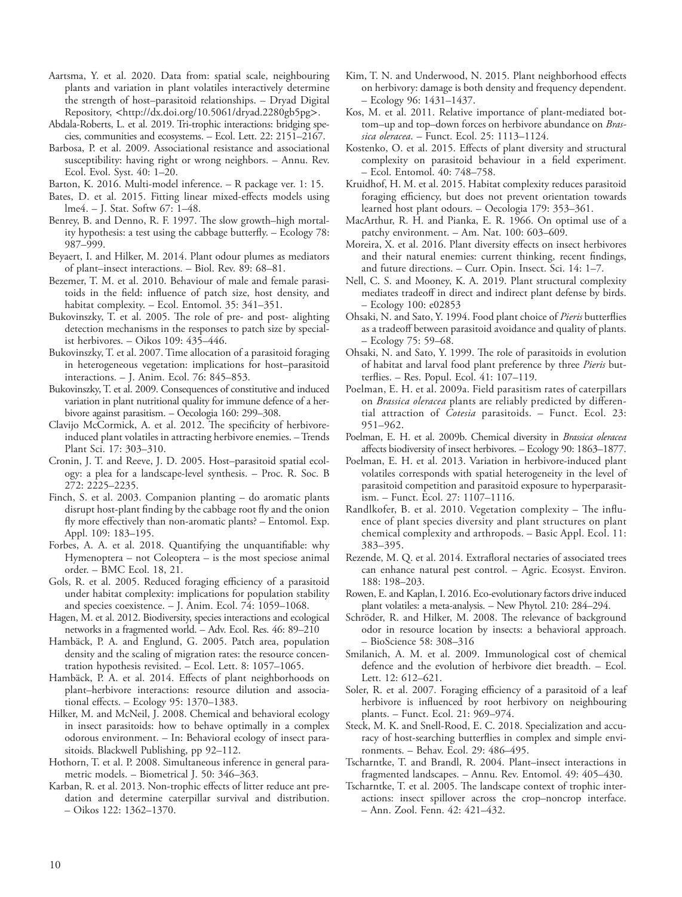Aartsma, Y. et al. 2020. Data from: spatial scale, neighbouring plants and variation in plant volatiles interactively determine the strength of host–parasitoid relationships. – Dryad Digital Repository, <http://dx.doi.org/10.5061/dryad.2280gb5pg>.

Abdala-Roberts, L. et al. 2019. Tri-trophic interactions: bridging species, communities and ecosystems. – Ecol. Lett. 22: 2151–2167.

Barbosa, P. et al. 2009. Associational resistance and associational susceptibility: having right or wrong neighbors. – Annu. Rev. Ecol. Evol. Syst. 40: 1–20.

Barton, K. 2016. Multi-model inference. – R package ver. 1: 15.

Bates, D. et al. 2015. Fitting linear mixed-effects models using lme4. – J. Stat. Softw 67: 1–48.

Benrey, B. and Denno, R. F. 1997. The slow growth–high mortality hypothesis: a test using the cabbage butterfly. – Ecology 78: 987–999.

Beyaert, I. and Hilker, M. 2014. Plant odour plumes as mediators of plant–insect interactions. – Biol. Rev. 89: 68–81.

Bezemer, T. M. et al. 2010. Behaviour of male and female parasitoids in the field: influence of patch size, host density, and habitat complexity. – Ecol. Entomol. 35: 341–351.

Bukovinszky, T. et al. 2005. The role of pre- and post- alighting detection mechanisms in the responses to patch size by specialist herbivores. – Oikos 109: 435–446.

Bukovinszky, T. et al. 2007. Time allocation of a parasitoid foraging in heterogeneous vegetation: implications for host–parasitoid interactions. – J. Anim. Ecol. 76: 845–853.

Bukovinszky, T. et al. 2009. Consequences of constitutive and induced variation in plant nutritional quality for immune defence of a herbivore against parasitism. – Oecologia 160: 299–308.

Clavijo McCormick, A. et al. 2012. The specificity of herbivore-induced plant volatiles in attracting herbivore enemies. – Trends Plant Sci. 17: 303–310.

Cronin, J. T. and Reeve, J. D. 2005. Host–parasitoid spatial ecology: a plea for a landscape-level synthesis. – Proc. R. Soc. B 272: 2225–2235.

Finch, S. et al. 2003. Companion planting – do aromatic plants disrupt host-plant finding by the cabbage root fly and the onion fly more effectively than non-aromatic plants? – Entomol. Exp. Appl. 109: 183–195.

Forbes, A. A. et al. 2018. Quantifying the unquantifiable: why Hymenoptera – not Coleoptera – is the most speciose animal order. – BMC Ecol. 18, 21.

Gols, R. et al. 2005. Reduced foraging efficiency of a parasitoid under habitat complexity: implications for population stability and species coexistence. – J. Anim. Ecol. 74: 1059–1068.

Hagen, M. et al. 2012. Biodiversity, species interactions and ecological networks in a fragmented world. – Adv. Ecol. Res. 46: 89–210

Hambäck, P. A. and Englund, G. 2005. Patch area, population density and the scaling of migration rates: the resource concentration hypothesis revisited. – Ecol. Lett. 8: 1057–1065.

Hambäck, P. A. et al. 2014. Effects of plant neighborhoods on plant–herbivore interactions: resource dilution and associational effects. – Ecology 95: 1370–1383.

Hilker, M. and McNeil, J. 2008. Chemical and behavioral ecology in insect parasitoids: how to behave optimally in a complex odorous environment. – In: Behavioral ecology of insect parasitoids. Blackwell Publishing, pp 92–112.

Hothorn, T. et al. P. 2008. Simultaneous inference in general parametric models. – Biometrical J. 50: 346–363.

Karban, R. et al. 2013. Non-trophic effects of litter reduce ant predation and determine caterpillar survival and distribution. – Oikos 122: 1362–1370.

Kim, T. N. and Underwood, N. 2015. Plant neighborhood effects on herbivory: damage is both density and frequency dependent. – Ecology 96: 1431–1437.

Kos, M. et al. 2011. Relative importance of plant-mediated bottom–up and top–down forces on herbivore abundance on *Brassica oleracea*. – Funct. Ecol. 25: 1113–1124.

Kostenko, O. et al. 2015. Effects of plant diversity and structural complexity on parasitoid behaviour in a field experiment. – Ecol. Entomol. 40: 748–758.

Kruidhof, H. M. et al. 2015. Habitat complexity reduces parasitoid foraging efficiency, but does not prevent orientation towards learned host plant odours. – Oecologia 179: 353–361.

MacArthur, R. H. and Pianka, E. R. 1966. On optimal use of a patchy environment. – Am. Nat. 100: 603–609.

Moreira, X. et al. 2016. Plant diversity effects on insect herbivores and their natural enemies: current thinking, recent findings, and future directions. – Curr. Opin. Insect. Sci. 14: 1–7.

Nell, C. S. and Mooney, K. A. 2019. Plant structural complexity mediates tradeoff in direct and indirect plant defense by birds. – Ecology 100: e02853

Ohsaki, N. and Sato, Y. 1994. Food plant choice of *Pieris* butterflies as a tradeoff between parasitoid avoidance and quality of plants. – Ecology 75: 59–68.

Ohsaki, N. and Sato, Y. 1999. The role of parasitoids in evolution of habitat and larval food plant preference by three *Pieris* butterflies. – Res. Popul. Ecol. 41: 107–119.

Poelman, E. H. et al. 2009a. Field parasitism rates of caterpillars on *Brassica oleracea* plants are reliably predicted by differential attraction of *Cotesia* parasitoids. – Funct. Ecol. 23: 951–962.

Poelman, E. H. et al. 2009b. Chemical diversity in *Brassica oleracea* affects biodiversity of insect herbivores. – Ecology 90: 1863–1877.

Poelman, E. H. et al. 2013. Variation in herbivore-induced plant volatiles corresponds with spatial heterogeneity in the level of parasitoid competition and parasitoid exposure to hyperparasitism. – Funct. Ecol. 27: 1107–1116.

Randlkofer, B. et al. 2010. Vegetation complexity – The influence of plant species diversity and plant structures on plant chemical complexity and arthropods. – Basic Appl. Ecol. 11: 383–395.

Rezende, M. Q. et al. 2014. Extrafloral nectaries of associated trees can enhance natural pest control. – Agric. Ecosyst. Environ. 188: 198–203.

Rowen, E. and Kaplan, I. 2016. Eco-evolutionary factors drive induced plant volatiles: a meta-analysis. – New Phytol. 210: 284–294.

Schröder, R. and Hilker, M. 2008. The relevance of background odor in resource location by insects: a behavioral approach. – BioScience 58: 308–316

Smilanich, A. M. et al. 2009. Immunological cost of chemical defence and the evolution of herbivore diet breadth. – Ecol. Lett. 12: 612–621.

Soler, R. et al. 2007. Foraging efficiency of a parasitoid of a leaf herbivore is influenced by root herbivory on neighbouring plants. – Funct. Ecol. 21: 969–974.

Steck, M. K. and Snell-Rood, E. C. 2018. Specialization and accuracy of host-searching butterflies in complex and simple environments. – Behav. Ecol. 29: 486–495.

Tscharntke, T. and Brandl, R. 2004. Plant–insect interactions in fragmented landscapes. – Annu. Rev. Entomol. 49: 405–430.

Tscharntke, T. et al. 2005. The landscape context of trophic interactions: insect spillover across the crop–noncrop interface. – Ann. Zool. Fenn. 42: 421–432.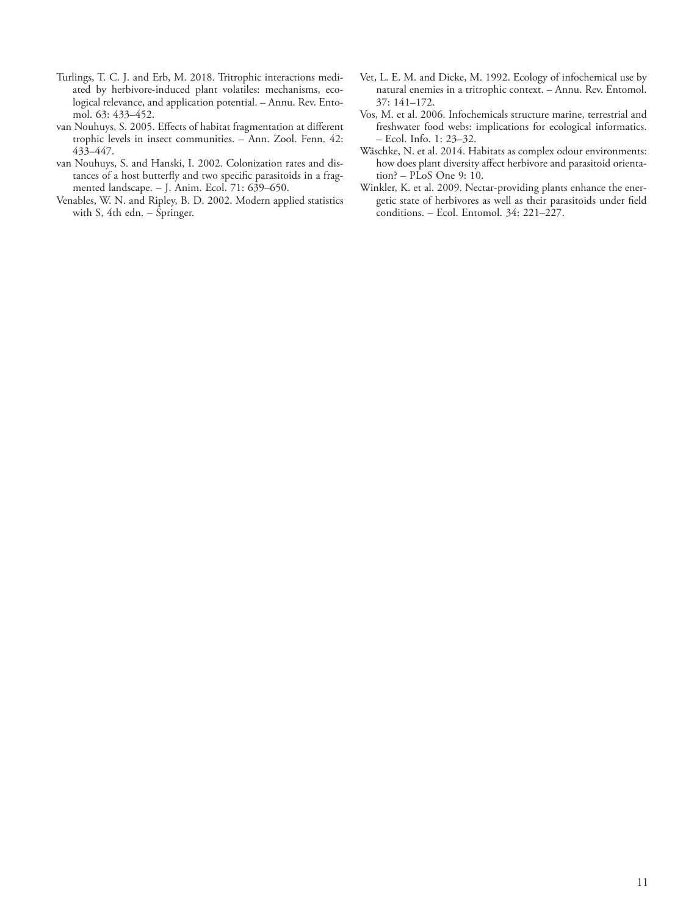Turlings, T. C. J. and Erb, M. 2018. Tritrophic interactions mediated by herbivore-induced plant volatiles: mechanisms, ecological relevance, and application potential. – Annu. Rev. Entomol. 63: 433–452.

van Nouhuys, S. 2005. Effects of habitat fragmentation at different trophic levels in insect communities. – Ann. Zool. Fenn. 42: 433–447.

van Nouhuys, S. and Hanski, I. 2002. Colonization rates and distances of a host butterfly and two specific parasitoids in a fragmented landscape. – J. Anim. Ecol. 71: 639–650.

Venables, W. N. and Ripley, B. D. 2002. Modern applied statistics with S, 4th edn. – Springer.

Vet, L. E. M. and Dicke, M. 1992. Ecology of infochemical use by natural enemies in a tritrophic context. – Annu. Rev. Entomol. 37: 141–172.

Vos, M. et al. 2006. Infochemicals structure marine, terrestrial and freshwater food webs: implications for ecological informatics. – Ecol. Info. 1: 23–32.

Wäschke, N. et al. 2014. Habitats as complex odour environments: how does plant diversity affect herbivore and parasitoid orientation? – PLoS One 9: 10.

Winkler, K. et al. 2009. Nectar-providing plants enhance the energetic state of herbivores as well as their parasitoids under field conditions. – Ecol. Entomol. 34: 221–227.